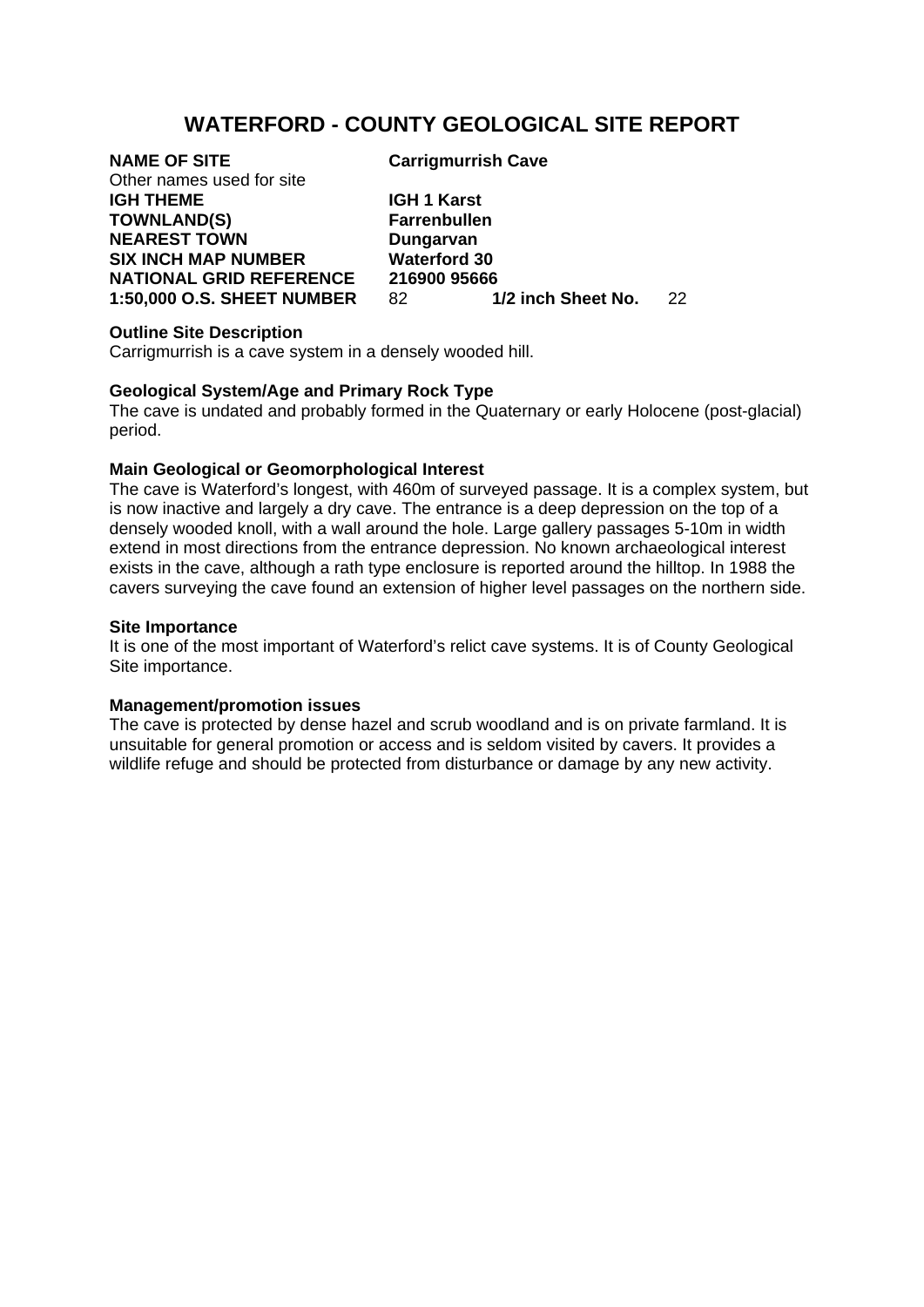# WATERFORD - COUNTY GEOLOGICAL SITE REPORT

**NAME OF SITE** **Carrigmurrish Cave**
Other names used for site
**IGH THEME** **IGH 1 Karst**
**TOWNLAND(S)** **Farrenbullen**
**NEAREST TOWN** **Dungarvan**
**SIX INCH MAP NUMBER** **Waterford 30**
**NATIONAL GRID REFERENCE** **216900 95666**
**1:50,000 O.S. SHEET NUMBER** 82 **1/2 inch Sheet No.** 22

**Outline Site Description**
Carrigmurrish is a cave system in a densely wooded hill.

**Geological System/Age and Primary Rock Type**
The cave is undated and probably formed in the Quaternary or early Holocene (post-glacial) period.

**Main Geological or Geomorphological Interest**
The cave is Waterford's longest, with 460m of surveyed passage. It is a complex system, but is now inactive and largely a dry cave. The entrance is a deep depression on the top of a densely wooded knoll, with a wall around the hole. Large gallery passages 5-10m in width extend in most directions from the entrance depression. No known archaeological interest exists in the cave, although a rath type enclosure is reported around the hilltop. In 1988 the cavers surveying the cave found an extension of higher level passages on the northern side.

**Site Importance**
It is one of the most important of Waterford's relict cave systems. It is of County Geological Site importance.

**Management/promotion issues**
The cave is protected by dense hazel and scrub woodland and is on private farmland. It is unsuitable for general promotion or access and is seldom visited by cavers. It provides a wildlife refuge and should be protected from disturbance or damage by any new activity.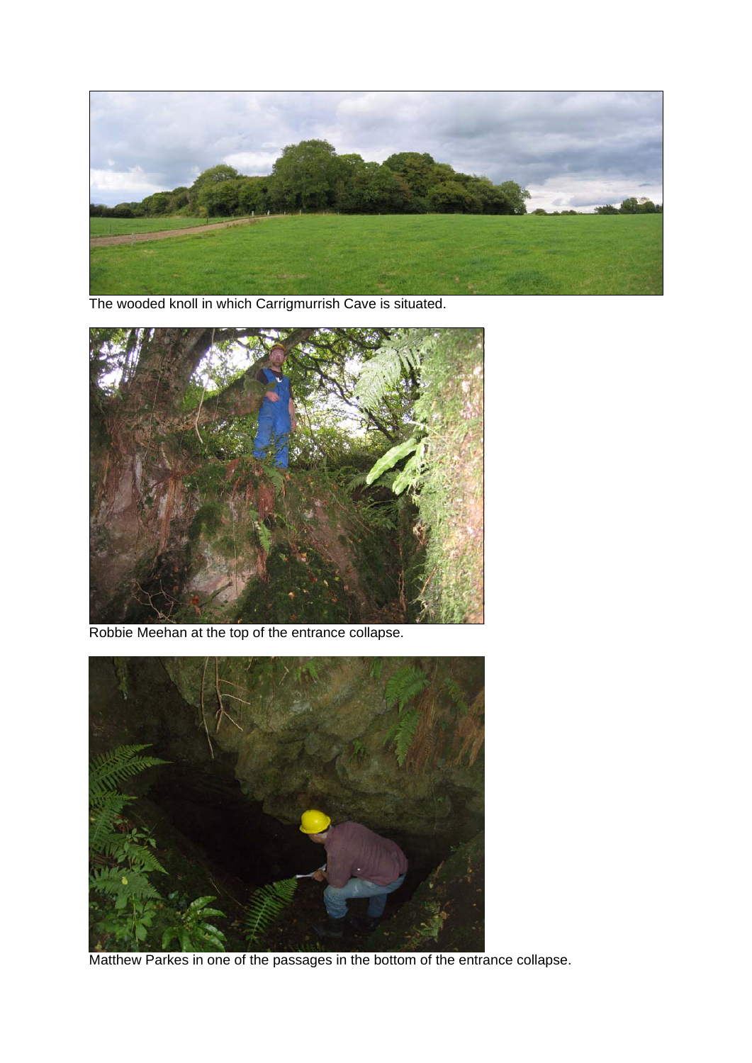The wooded knoll in which Carrigmurrish Cave is situated.

Robbie Meehan at the top of the entrance collapse.

Matthew Parkes in one of the passages in the bottom of the entrance collapse.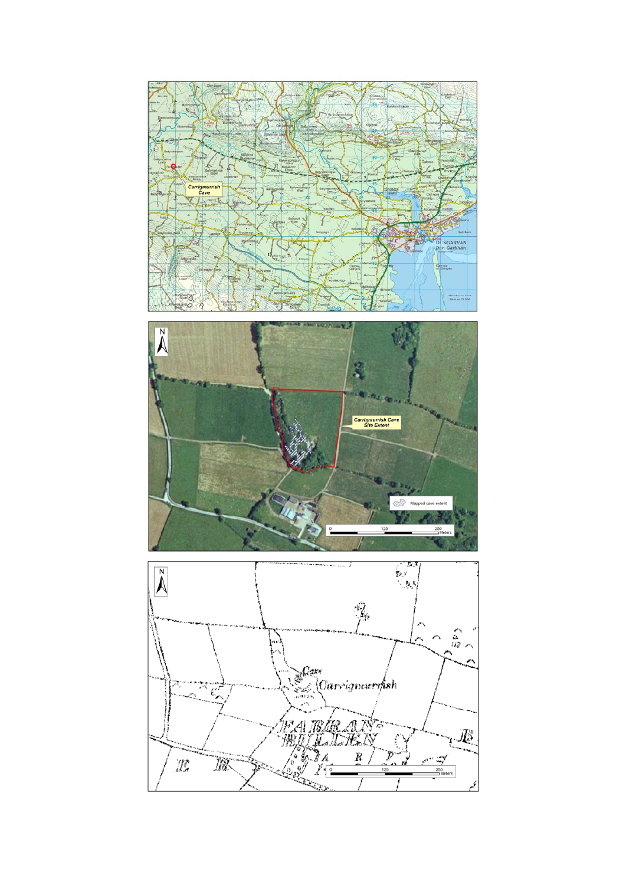Carrigmurrish Cave

DUNGARVAN
Dun Garbhán

N

Carrigmurrish Cave Site Extent

Mapped cave extent

0 125 250
Meters

N

Cave

Carrignmurrish

0 125 250
Meters